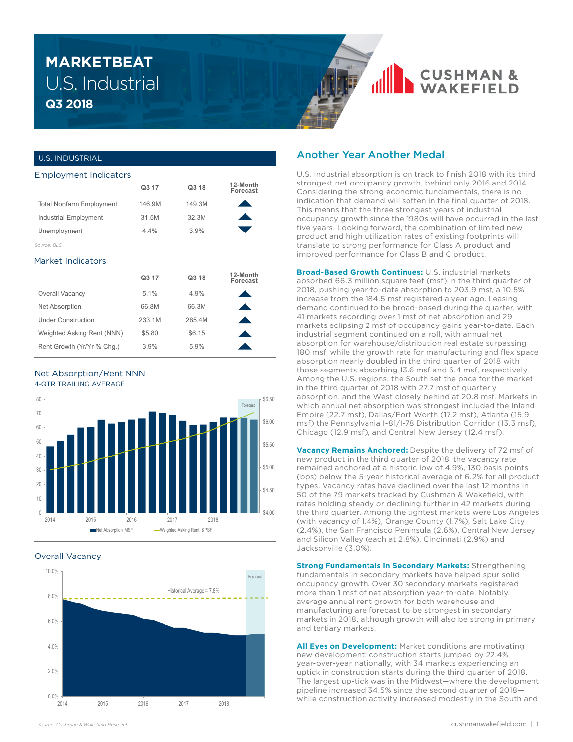# MARKETBEAT
# U.S. Industrial
## Q3 2018

## U.S. INDUSTRIAL

### Employment Indicators

| | Q3 17 | Q3 18 | 12-Month Forecast |
|---|---|---|---|
| Total Nonfarm Employment | 146.9M | 149.3M | ▲ |
| Industrial Employment | 31.5M | 32.3M | ▲ |
| Unemployment | 4.4% | 3.9% | ▼ |

*Source: BLS*

### Market Indicators

| | Q3 17 | Q3 18 | 12-Month Forecast |
|---|---|---|---|
| Overall Vacancy | 5.1% | 4.9% | ▲ |
| Net Absorption | 66.8M | 66.3M | ▲ |
| Under Construction | 233.1M | 285.4M | ▲ |
| Weighted Asking Rent (NNN) | $5.80 | $6.15 | ▲ |
| Rent Growth (Yr/Yr % Chg.) | 3.9% | 5.9% | ▲ |

### Net Absorption/Rent NNN
4-QTR TRAILING AVERAGE

### Overall Vacancy

*Source: Cushman & Wakefield Research*

## Another Year Another Medal

U.S. industrial absorption is on track to finish 2018 with its third strongest net occupancy growth, behind only 2016 and 2014. Considering the strong economic fundamentals, there is no indication that demand will soften in the final quarter of 2018. This means that the three strongest years of industrial occupancy growth since the 1980s will have occurred in the last five years. Looking forward, the combination of limited new product and high utilization rates of existing footprints will translate to strong performance for Class A product and improved performance for Class B and C product.

**Broad-Based Growth Continues:** U.S. industrial markets absorbed 66.3 million square feet (msf) in the third quarter of 2018, pushing year-to-date absorption to 203.9 msf, a 10.5% increase from the 184.5 msf registered a year ago. Leasing demand continued to be broad-based during the quarter, with 41 markets recording over 1 msf of net absorption and 29 markets eclipsing 2 msf of occupancy gains year-to-date. Each industrial segment continued on a roll, with annual net absorption for warehouse/distribution real estate surpassing 180 msf, while the growth rate for manufacturing and flex space absorption nearly doubled in the third quarter of 2018 with those segments absorbing 13.6 msf and 6.4 msf, respectively. Among the U.S. regions, the South set the pace for the market in the third quarter of 2018 with 27.7 msf of quarterly absorption, and the West closely behind at 20.8 msf. Markets in which annual net absorption was strongest included the Inland Empire (22.7 msf), Dallas/Fort Worth (17.2 msf), Atlanta (15.9 msf) the Pennsylvania I-81/I-78 Distribution Corridor (13.3 msf), Chicago (12.9 msf), and Central New Jersey (12.4 msf).

**Vacancy Remains Anchored:** Despite the delivery of 72 msf of new product in the third quarter of 2018, the vacancy rate remained anchored at a historic low of 4.9%, 130 basis points (bps) below the 5-year historical average of 6.2% for all product types. Vacancy rates have declined over the last 12 months in 50 of the 79 markets tracked by Cushman & Wakefield, with rates holding steady or declining further in 42 markets during the third quarter. Among the tightest markets were Los Angeles (with vacancy of 1.4%), Orange County (1.7%), Salt Lake City (2.4%), the San Francisco Peninsula (2.6%), Central New Jersey and Silicon Valley (each at 2.8%), Cincinnati (2.9%) and Jacksonville (3.0%).

**Strong Fundamentals in Secondary Markets:** Strengthening fundamentals in secondary markets have helped spur solid occupancy growth. Over 30 secondary markets registered more than 1 msf of net absorption year-to-date. Notably, average annual rent growth for both warehouse and manufacturing are forecast to be strongest in secondary markets in 2018, although growth will also be strong in primary and tertiary markets.

**All Eyes on Development:** Market conditions are motivating new development; construction starts jumped by 22.4% year-over-year nationally, with 34 markets experiencing an uptick in construction starts during the third quarter of 2018. The largest up-tick was in the Midwest—where the development pipeline increased 34.5% since the second quarter of 2018—while construction activity increased modestly in the South and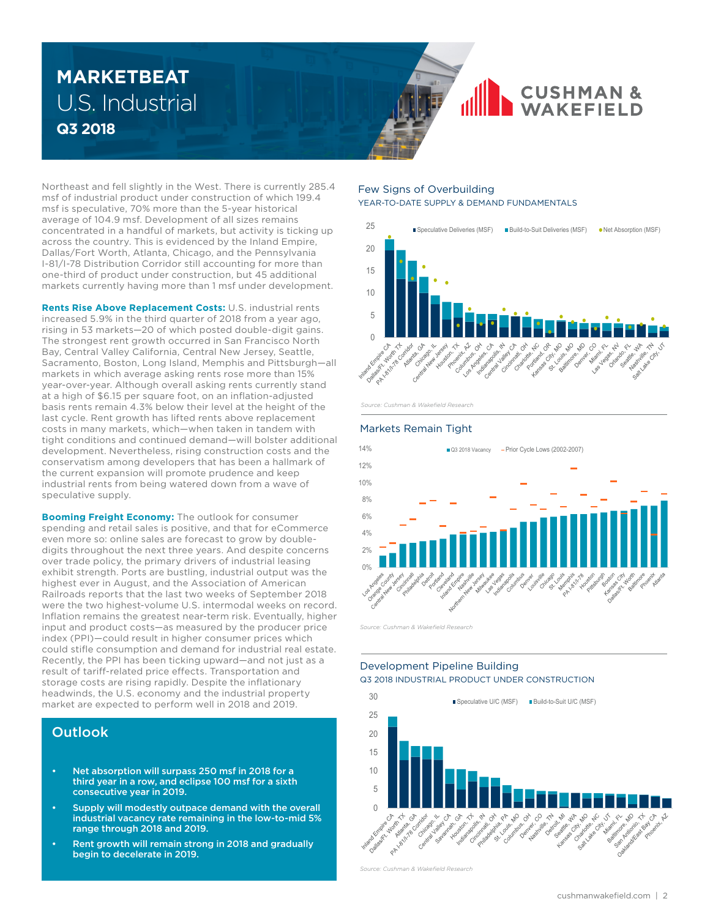# MARKETBEAT

## U.S. Industrial

**Q3 2018**

Northeast and fell slightly in the West. There is currently 285.4 msf of industrial product under construction of which 199.4 msf is speculative, 70% more than the 5-year historical average of 104.9 msf. Development of all sizes remains concentrated in a handful of markets, but activity is ticking up across the country. This is evidenced by the Inland Empire, Dallas/Fort Worth, Atlanta, Chicago, and the Pennsylvania I-81/I-78 Distribution Corridor still accounting for more than one-third of product under construction, but 45 additional markets currently having more than 1 msf under development.

**Rents Rise Above Replacement Costs:** U.S. industrial rents increased 5.9% in the third quarter of 2018 from a year ago, rising in 53 markets—20 of which posted double-digit gains. The strongest rent growth occurred in San Francisco North Bay, Central Valley California, Central New Jersey, Seattle, Sacramento, Boston, Long Island, Memphis and Pittsburgh—all markets in which average asking rents rose more than 15% year-over-year. Although overall asking rents currently stand at a high of $6.15 per square foot, on an inflation-adjusted basis rents remain 4.3% below their level at the height of the last cycle. Rent growth has lifted rents above replacement costs in many markets, which—when taken in tandem with tight conditions and continued demand—will bolster additional development. Nevertheless, rising construction costs and the conservatism among developers that has been a hallmark of the current expansion will promote prudence and keep industrial rents from being watered down from a wave of speculative supply.

**Booming Freight Economy:** The outlook for consumer spending and retail sales is positive, and that for eCommerce even more so: online sales are forecast to grow by double-digits throughout the next three years. And despite concerns over trade policy, the primary drivers of industrial leasing exhibit strength. Ports are bustling, industrial output was the highest ever in August, and the Association of American Railroads reports that the last two weeks of September 2018 were the two highest-volume U.S. intermodal weeks on record. Inflation remains the greatest near-term risk. Eventually, higher input and product costs—as measured by the producer price index (PPI)—could result in higher consumer prices which could stifle consumption and demand for industrial real estate. Recently, the PPI has been ticking upward—and not just as a result of tariff-related price effects. Transportation and storage costs are rising rapidly. Despite the inflationary headwinds, the U.S. economy and the industrial property market are expected to perform well in 2018 and 2019.

## Outlook

- Net absorption will surpass 250 msf in 2018 for a third year in a row, and eclipse 100 msf for a sixth consecutive year in 2019.
- Supply will modestly outpace demand with the overall industrial vacancy rate remaining in the low-to-mid 5% range through 2018 and 2019.
- Rent growth will remain strong in 2018 and gradually begin to decelerate in 2019.

### Few Signs of Overbuilding

YEAR-TO-DATE SUPPLY & DEMAND FUNDAMENTALS

Legend: Speculative Deliveries (MSF), Build-to-Suit Deliveries (MSF), Net Absorption (MSF)

Markets: Inland Empire CA, Dallas/Ft. Worth TX, PA I-81/I-78 Corridor, Atlanta, GA, Chicago, IL, Central New Jersey, Houston, TX, Phoenix, AZ, Columbus, OH, Los Angeles, CA, Indianapolis, IN, Central Valley CA, Cincinnati, OH, Charlotte, NC, Portland, OR, Kansas City, MO, St. Louis, MO, Baltimore, MD, Denver, CO, Miami, FL, Las Vegas, NV, Orlando, FL, Seattle, WA, Nashville, TN, Salt Lake City, UT

*Source: Cushman & Wakefield Research*

### Markets Remain Tight

Legend: Q3 2018 Vacancy, Prior Cycle Lows (2002-2007)

Markets: Los Angeles, Orange County, Central New Jersey, Cincinnati, Philadelphia, Detroit, Portland, Cleveland, Inland Empire, Nashville, Northern New Jersey, Milwaukee, Las Vegas, Indianapolis, Columbus, Denver, Louisville, Chicago, St. Louis, Memphis, PA I-81/I-78, Houston, Pittsburgh, Boston, Kansas City, Dallas/Ft. Worth, Baltimore, Phoenix, Atlanta

*Source: Cushman & Wakefield Research*

### Development Pipeline Building

Q3 2018 INDUSTRIAL PRODUCT UNDER CONSTRUCTION

Legend: Speculative U/C (MSF), Build-to-Suit U/C (MSF)

Markets: Inland Empire CA, Dallas/Ft. Worth TX, Atlanta, GA, PA I-81/I-78 Corridor, Chicago, IL, Central Valley CA, Savannah, GA, Houston, TX, Indianapolis, IN, Cincinnati, OH, Philadelphia, PA, St. Louis, MO, Columbus, OH, Denver, CO, Nashville, TN, Detroit, MI, Seattle, WA, Kansas City, MO, Charlotte, NC, Salt Lake City, UT, Miami, FL, Baltimore, MD, San Antonio, TX, Oakland/East Bay CA, Phoenix, AZ

*Source: Cushman & Wakefield Research*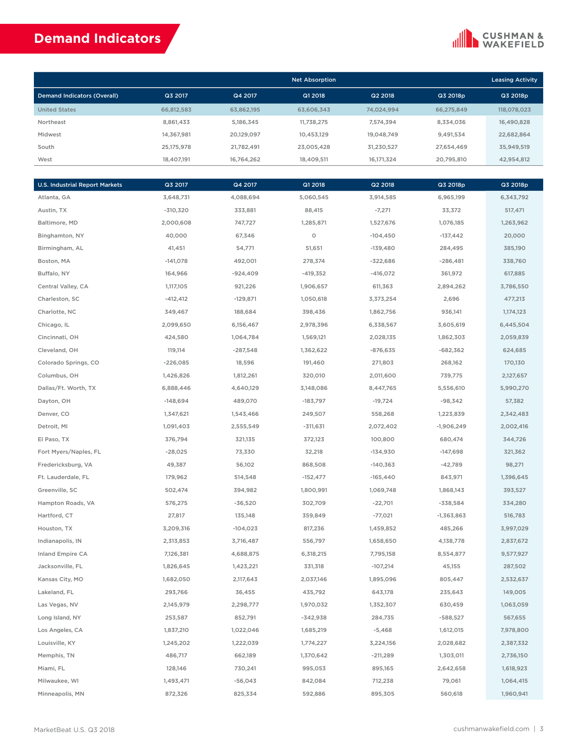# Demand Indicators

| | Net Absorption | | | | | Leasing Activity |
|---|---|---|---|---|---|---|
| Demand Indicators (Overall) | Q3 2017 | Q4 2017 | Q1 2018 | Q2 2018 | Q3 2018p | Q3 2018p |
| United States | 66,812,583 | 63,862,195 | 63,606,343 | 74,024,994 | 66,275,849 | 118,078,023 |
| Northeast | 8,861,433 | 5,186,345 | 11,738,275 | 7,574,394 | 8,334,036 | 16,490,828 |
| Midwest | 14,367,981 | 20,129,097 | 10,453,129 | 19,048,749 | 9,491,534 | 22,682,864 |
| South | 25,175,978 | 21,782,491 | 23,005,428 | 31,230,527 | 27,654,469 | 35,949,519 |
| West | 18,407,191 | 16,764,262 | 18,409,511 | 16,171,324 | 20,795,810 | 42,954,812 |

| U.S. Industrial Report Markets | Q3 2017 | Q4 2017 | Q1 2018 | Q2 2018 | Q3 2018p | Q3 2018p |
|---|---|---|---|---|---|---|
| Atlanta, GA | 3,648,731 | 4,088,694 | 5,060,545 | 3,914,585 | 6,965,199 | 6,343,792 |
| Austin, TX | -310,320 | 333,881 | 88,415 | -7,271 | 33,372 | 517,471 |
| Baltimore, MD | 2,000,608 | 747,727 | 1,285,871 | 1,527,676 | 1,076,185 | 1,263,962 |
| Binghamton, NY | 40,000 | 67,346 | 0 | -104,450 | -137,442 | 20,000 |
| Birmingham, AL | 41,451 | 54,771 | 51,651 | -139,480 | 284,495 | 385,190 |
| Boston, MA | -141,078 | 492,001 | 278,374 | -322,686 | -286,481 | 338,760 |
| Buffalo, NY | 164,966 | -924,409 | -419,352 | -416,072 | 361,972 | 617,885 |
| Central Valley, CA | 1,117,105 | 921,226 | 1,906,657 | 611,363 | 2,894,262 | 3,786,550 |
| Charleston, SC | -412,412 | -129,871 | 1,050,618 | 3,373,254 | 2,696 | 477,213 |
| Charlotte, NC | 349,467 | 188,684 | 398,436 | 1,862,756 | 936,141 | 1,174,123 |
| Chicago, IL | 2,099,650 | 6,156,467 | 2,978,396 | 6,338,567 | 3,605,619 | 6,445,504 |
| Cincinnati, OH | 424,580 | 1,064,784 | 1,569,121 | 2,028,135 | 1,862,303 | 2,059,839 |
| Cleveland, OH | 119,114 | -287,548 | 1,362,622 | -876,635 | -682,362 | 624,685 |
| Colorado Springs, CO | -226,085 | 18,596 | 191,460 | 271,803 | 268,162 | 170,130 |
| Columbus, OH | 1,426,826 | 1,812,261 | 320,010 | 2,011,600 | 739,775 | 2,127,657 |
| Dallas/Ft. Worth, TX | 6,888,446 | 4,640,129 | 3,148,086 | 8,447,765 | 5,556,610 | 5,990,270 |
| Dayton, OH | -148,694 | 489,070 | -183,797 | -19,724 | -98,342 | 57,382 |
| Denver, CO | 1,347,621 | 1,543,466 | 249,507 | 558,268 | 1,223,839 | 2,342,483 |
| Detroit, MI | 1,091,403 | 2,555,549 | -311,631 | 2,072,402 | -1,906,249 | 2,002,416 |
| El Paso, TX | 376,794 | 321,135 | 372,123 | 100,800 | 680,474 | 344,726 |
| Fort Myers/Naples, FL | -28,025 | 73,330 | 32,218 | -134,930 | -147,698 | 321,362 |
| Fredericksburg, VA | 49,387 | 56,102 | 868,508 | -140,363 | -42,789 | 98,271 |
| Ft. Lauderdale, FL | 179,962 | 514,548 | -152,477 | -165,440 | 843,971 | 1,396,645 |
| Greenville, SC | 502,474 | 394,982 | 1,800,991 | 1,069,748 | 1,868,143 | 393,527 |
| Hampton Roads, VA | 576,275 | -36,520 | 302,709 | -22,701 | -338,584 | 334,280 |
| Hartford, CT | 27,817 | 135,148 | 359,849 | -77,021 | -1,363,863 | 516,783 |
| Houston, TX | 3,209,316 | -104,023 | 817,236 | 1,459,852 | 485,266 | 3,997,029 |
| Indianapolis, IN | 2,313,853 | 3,716,487 | 556,797 | 1,658,650 | 4,138,778 | 2,837,672 |
| Inland Empire CA | 7,126,381 | 4,688,875 | 6,318,215 | 7,795,158 | 8,554,877 | 9,577,927 |
| Jacksonville, FL | 1,826,645 | 1,423,221 | 331,318 | -107,214 | 45,155 | 287,502 |
| Kansas City, MO | 1,682,050 | 2,117,643 | 2,037,146 | 1,895,096 | 805,447 | 2,532,637 |
| Lakeland, FL | 293,766 | 36,455 | 435,792 | 643,178 | 235,643 | 149,005 |
| Las Vegas, NV | 2,145,979 | 2,298,777 | 1,970,032 | 1,352,307 | 630,459 | 1,063,059 |
| Long Island, NY | 253,587 | 852,791 | -342,938 | 284,735 | -588,527 | 567,655 |
| Los Angeles, CA | 1,837,210 | 1,022,046 | 1,685,219 | -5,468 | 1,612,015 | 7,978,800 |
| Louisville, KY | 1,245,202 | 1,222,039 | 1,774,227 | 3,224,156 | 2,028,682 | 2,387,332 |
| Memphis, TN | 486,717 | 662,189 | 1,370,642 | -211,289 | 1,303,011 | 2,736,150 |
| Miami, FL | 128,146 | 730,241 | 995,053 | 895,165 | 2,642,658 | 1,618,923 |
| Milwaukee, WI | 1,493,471 | -56,043 | 842,084 | 712,238 | 79,061 | 1,064,415 |
| Minneapolis, MN | 872,326 | 825,334 | 592,886 | 895,305 | 560,618 | 1,960,941 |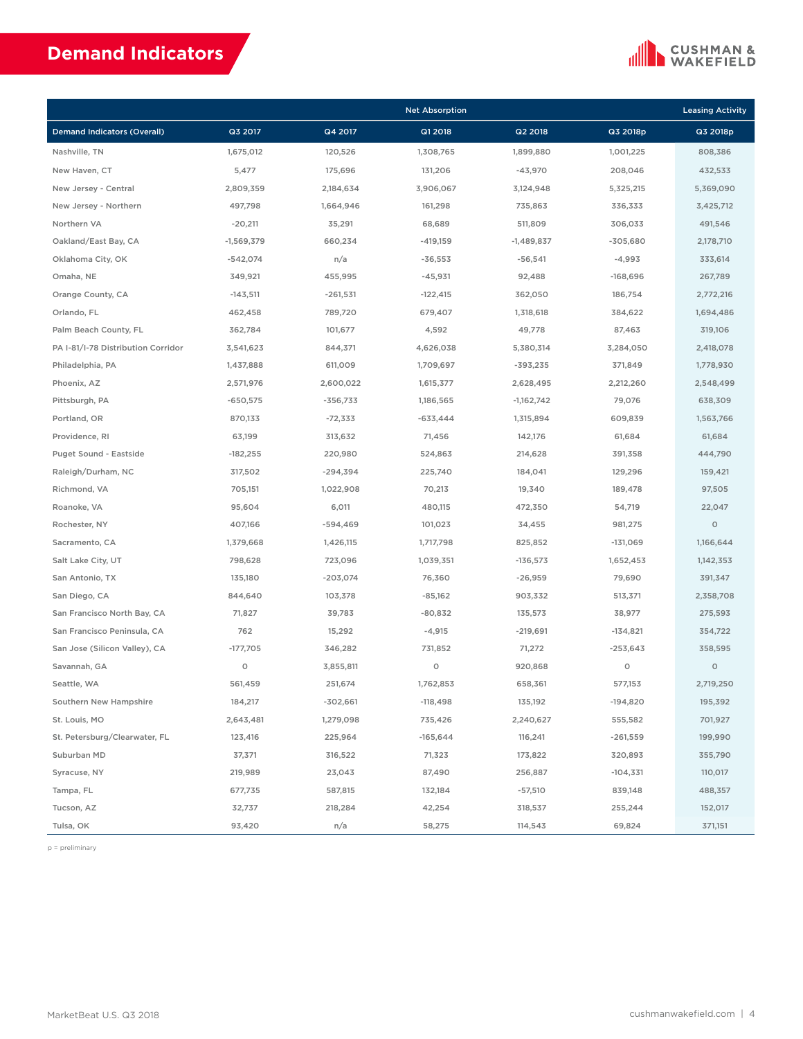# Demand Indicators

| | Net Absorption | | | | | Leasing Activity |
|---|---|---|---|---|---|---|
| Demand Indicators (Overall) | Q3 2017 | Q4 2017 | Q1 2018 | Q2 2018 | Q3 2018p | Q3 2018p |
| Nashville, TN | 1,675,012 | 120,526 | 1,308,765 | 1,899,880 | 1,001,225 | 808,386 |
| New Haven, CT | 5,477 | 175,696 | 131,206 | -43,970 | 208,046 | 432,533 |
| New Jersey - Central | 2,809,359 | 2,184,634 | 3,906,067 | 3,124,948 | 5,325,215 | 5,369,090 |
| New Jersey - Northern | 497,798 | 1,664,946 | 161,298 | 735,863 | 336,333 | 3,425,712 |
| Northern VA | -20,211 | 35,291 | 68,689 | 511,809 | 306,033 | 491,546 |
| Oakland/East Bay, CA | -1,569,379 | 660,234 | -419,159 | -1,489,837 | -305,680 | 2,178,710 |
| Oklahoma City, OK | -542,074 | n/a | -36,553 | -56,541 | -4,993 | 333,614 |
| Omaha, NE | 349,921 | 455,995 | -45,931 | 92,488 | -168,696 | 267,789 |
| Orange County, CA | -143,511 | -261,531 | -122,415 | 362,050 | 186,754 | 2,772,216 |
| Orlando, FL | 462,458 | 789,720 | 679,407 | 1,318,618 | 384,622 | 1,694,486 |
| Palm Beach County, FL | 362,784 | 101,677 | 4,592 | 49,778 | 87,463 | 319,106 |
| PA I-81/I-78 Distribution Corridor | 3,541,623 | 844,371 | 4,626,038 | 5,380,314 | 3,284,050 | 2,418,078 |
| Philadelphia, PA | 1,437,888 | 611,009 | 1,709,697 | -393,235 | 371,849 | 1,778,930 |
| Phoenix, AZ | 2,571,976 | 2,600,022 | 1,615,377 | 2,628,495 | 2,212,260 | 2,548,499 |
| Pittsburgh, PA | -650,575 | -356,733 | 1,186,565 | -1,162,742 | 79,076 | 638,309 |
| Portland, OR | 870,133 | -72,333 | -633,444 | 1,315,894 | 609,839 | 1,563,766 |
| Providence, RI | 63,199 | 313,632 | 71,456 | 142,176 | 61,684 | 61,684 |
| Puget Sound - Eastside | -182,255 | 220,980 | 524,863 | 214,628 | 391,358 | 444,790 |
| Raleigh/Durham, NC | 317,502 | -294,394 | 225,740 | 184,041 | 129,296 | 159,421 |
| Richmond, VA | 705,151 | 1,022,908 | 70,213 | 19,340 | 189,478 | 97,505 |
| Roanoke, VA | 95,604 | 6,011 | 480,115 | 472,350 | 54,719 | 22,047 |
| Rochester, NY | 407,166 | -594,469 | 101,023 | 34,455 | 981,275 | 0 |
| Sacramento, CA | 1,379,668 | 1,426,115 | 1,717,798 | 825,852 | -131,069 | 1,166,644 |
| Salt Lake City, UT | 798,628 | 723,096 | 1,039,351 | -136,573 | 1,652,453 | 1,142,353 |
| San Antonio, TX | 135,180 | -203,074 | 76,360 | -26,959 | 79,690 | 391,347 |
| San Diego, CA | 844,640 | 103,378 | -85,162 | 903,332 | 513,371 | 2,358,708 |
| San Francisco North Bay, CA | 71,827 | 39,783 | -80,832 | 135,573 | 38,977 | 275,593 |
| San Francisco Peninsula, CA | 762 | 15,292 | -4,915 | -219,691 | -134,821 | 354,722 |
| San Jose (Silicon Valley), CA | -177,705 | 346,282 | 731,852 | 71,272 | -253,643 | 358,595 |
| Savannah, GA | 0 | 3,855,811 | 0 | 920,868 | 0 | 0 |
| Seattle, WA | 561,459 | 251,674 | 1,762,853 | 658,361 | 577,153 | 2,719,250 |
| Southern New Hampshire | 184,217 | -302,661 | -118,498 | 135,192 | -194,820 | 195,392 |
| St. Louis, MO | 2,643,481 | 1,279,098 | 735,426 | 2,240,627 | 555,582 | 701,927 |
| St. Petersburg/Clearwater, FL | 123,416 | 225,964 | -165,644 | 116,241 | -261,559 | 199,990 |
| Suburban MD | 37,371 | 316,522 | 71,323 | 173,822 | 320,893 | 355,790 |
| Syracuse, NY | 219,989 | 23,043 | 87,490 | 256,887 | -104,331 | 110,017 |
| Tampa, FL | 677,735 | 587,815 | 132,184 | -57,510 | 839,148 | 488,357 |
| Tucson, AZ | 32,737 | 218,284 | 42,254 | 318,537 | 255,244 | 152,017 |
| Tulsa, OK | 93,420 | n/a | 58,275 | 114,543 | 69,824 | 371,151 |

p = preliminary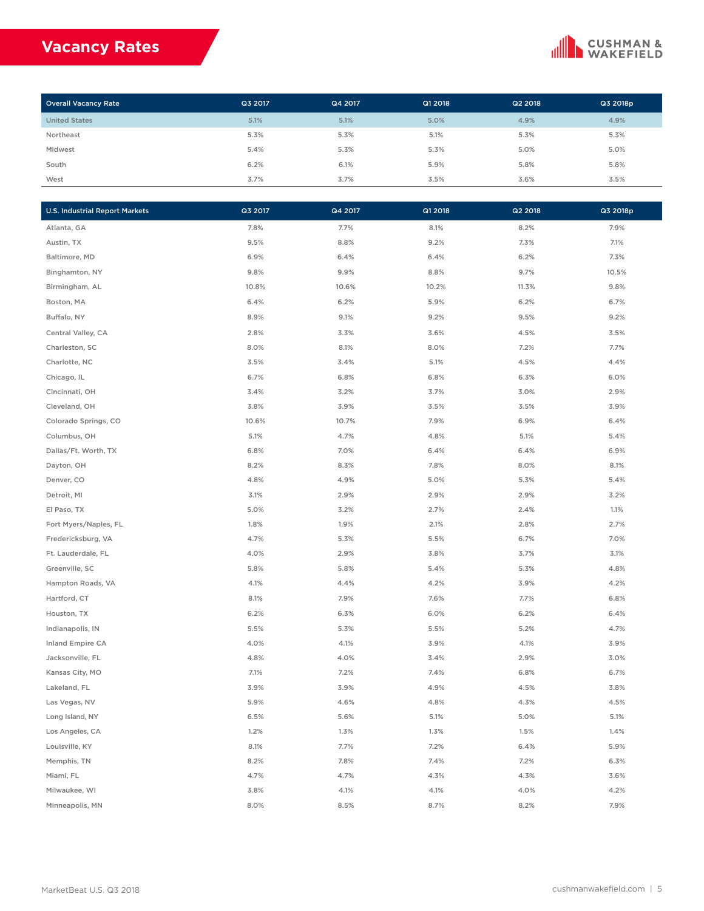# Vacancy Rates

| Overall Vacancy Rate | Q3 2017 | Q4 2017 | Q1 2018 | Q2 2018 | Q3 2018p |
|---|---|---|---|---|---|
| United States | 5.1% | 5.1% | 5.0% | 4.9% | 4.9% |
| Northeast | 5.3% | 5.3% | 5.1% | 5.3% | 5.3% |
| Midwest | 5.4% | 5.3% | 5.3% | 5.0% | 5.0% |
| South | 6.2% | 6.1% | 5.9% | 5.8% | 5.8% |
| West | 3.7% | 3.7% | 3.5% | 3.6% | 3.5% |

| U.S. Industrial Report Markets | Q3 2017 | Q4 2017 | Q1 2018 | Q2 2018 | Q3 2018p |
|---|---|---|---|---|---|
| Atlanta, GA | 7.8% | 7.7% | 8.1% | 8.2% | 7.9% |
| Austin, TX | 9.5% | 8.8% | 9.2% | 7.3% | 7.1% |
| Baltimore, MD | 6.9% | 6.4% | 6.4% | 6.2% | 7.3% |
| Binghamton, NY | 9.8% | 9.9% | 8.8% | 9.7% | 10.5% |
| Birmingham, AL | 10.8% | 10.6% | 10.2% | 11.3% | 9.8% |
| Boston, MA | 6.4% | 6.2% | 5.9% | 6.2% | 6.7% |
| Buffalo, NY | 8.9% | 9.1% | 9.2% | 9.5% | 9.2% |
| Central Valley, CA | 2.8% | 3.3% | 3.6% | 4.5% | 3.5% |
| Charleston, SC | 8.0% | 8.1% | 8.0% | 7.2% | 7.7% |
| Charlotte, NC | 3.5% | 3.4% | 5.1% | 4.5% | 4.4% |
| Chicago, IL | 6.7% | 6.8% | 6.8% | 6.3% | 6.0% |
| Cincinnati, OH | 3.4% | 3.2% | 3.7% | 3.0% | 2.9% |
| Cleveland, OH | 3.8% | 3.9% | 3.5% | 3.5% | 3.9% |
| Colorado Springs, CO | 10.6% | 10.7% | 7.9% | 6.9% | 6.4% |
| Columbus, OH | 5.1% | 4.7% | 4.8% | 5.1% | 5.4% |
| Dallas/Ft. Worth, TX | 6.8% | 7.0% | 6.4% | 6.4% | 6.9% |
| Dayton, OH | 8.2% | 8.3% | 7.8% | 8.0% | 8.1% |
| Denver, CO | 4.8% | 4.9% | 5.0% | 5.3% | 5.4% |
| Detroit, MI | 3.1% | 2.9% | 2.9% | 2.9% | 3.2% |
| El Paso, TX | 5.0% | 3.2% | 2.7% | 2.4% | 1.1% |
| Fort Myers/Naples, FL | 1.8% | 1.9% | 2.1% | 2.8% | 2.7% |
| Fredericksburg, VA | 4.7% | 5.3% | 5.5% | 6.7% | 7.0% |
| Ft. Lauderdale, FL | 4.0% | 2.9% | 3.8% | 3.7% | 3.1% |
| Greenville, SC | 5.8% | 5.8% | 5.4% | 5.3% | 4.8% |
| Hampton Roads, VA | 4.1% | 4.4% | 4.2% | 3.9% | 4.2% |
| Hartford, CT | 8.1% | 7.9% | 7.6% | 7.7% | 6.8% |
| Houston, TX | 6.2% | 6.3% | 6.0% | 6.2% | 6.4% |
| Indianapolis, IN | 5.5% | 5.3% | 5.5% | 5.2% | 4.7% |
| Inland Empire CA | 4.0% | 4.1% | 3.9% | 4.1% | 3.9% |
| Jacksonville, FL | 4.8% | 4.0% | 3.4% | 2.9% | 3.0% |
| Kansas City, MO | 7.1% | 7.2% | 7.4% | 6.8% | 6.7% |
| Lakeland, FL | 3.9% | 3.9% | 4.9% | 4.5% | 3.8% |
| Las Vegas, NV | 5.9% | 4.6% | 4.8% | 4.3% | 4.5% |
| Long Island, NY | 6.5% | 5.6% | 5.1% | 5.0% | 5.1% |
| Los Angeles, CA | 1.2% | 1.3% | 1.3% | 1.5% | 1.4% |
| Louisville, KY | 8.1% | 7.7% | 7.2% | 6.4% | 5.9% |
| Memphis, TN | 8.2% | 7.8% | 7.4% | 7.2% | 6.3% |
| Miami, FL | 4.7% | 4.7% | 4.3% | 4.3% | 3.6% |
| Milwaukee, WI | 3.8% | 4.1% | 4.1% | 4.0% | 4.2% |
| Minneapolis, MN | 8.0% | 8.5% | 8.7% | 8.2% | 7.9% |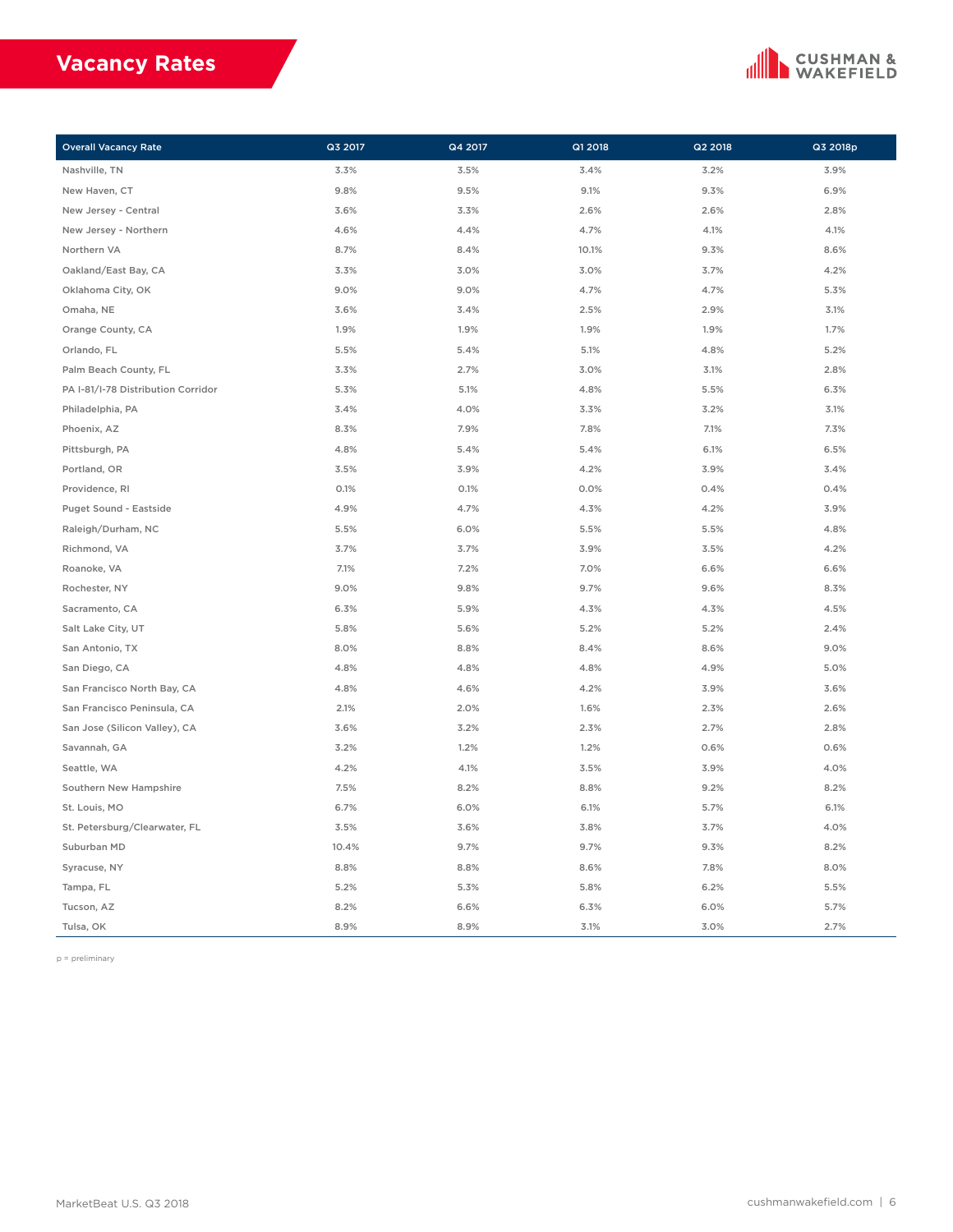# Vacancy Rates

| Overall Vacancy Rate | Q3 2017 | Q4 2017 | Q1 2018 | Q2 2018 | Q3 2018p |
|---|---|---|---|---|---|
| Nashville, TN | 3.3% | 3.5% | 3.4% | 3.2% | 3.9% |
| New Haven, CT | 9.8% | 9.5% | 9.1% | 9.3% | 6.9% |
| New Jersey - Central | 3.6% | 3.3% | 2.6% | 2.6% | 2.8% |
| New Jersey - Northern | 4.6% | 4.4% | 4.7% | 4.1% | 4.1% |
| Northern VA | 8.7% | 8.4% | 10.1% | 9.3% | 8.6% |
| Oakland/East Bay, CA | 3.3% | 3.0% | 3.0% | 3.7% | 4.2% |
| Oklahoma City, OK | 9.0% | 9.0% | 4.7% | 4.7% | 5.3% |
| Omaha, NE | 3.6% | 3.4% | 2.5% | 2.9% | 3.1% |
| Orange County, CA | 1.9% | 1.9% | 1.9% | 1.9% | 1.7% |
| Orlando, FL | 5.5% | 5.4% | 5.1% | 4.8% | 5.2% |
| Palm Beach County, FL | 3.3% | 2.7% | 3.0% | 3.1% | 2.8% |
| PA I-81/I-78 Distribution Corridor | 5.3% | 5.1% | 4.8% | 5.5% | 6.3% |
| Philadelphia, PA | 3.4% | 4.0% | 3.3% | 3.2% | 3.1% |
| Phoenix, AZ | 8.3% | 7.9% | 7.8% | 7.1% | 7.3% |
| Pittsburgh, PA | 4.8% | 5.4% | 5.4% | 6.1% | 6.5% |
| Portland, OR | 3.5% | 3.9% | 4.2% | 3.9% | 3.4% |
| Providence, RI | 0.1% | 0.1% | 0.0% | 0.4% | 0.4% |
| Puget Sound - Eastside | 4.9% | 4.7% | 4.3% | 4.2% | 3.9% |
| Raleigh/Durham, NC | 5.5% | 6.0% | 5.5% | 5.5% | 4.8% |
| Richmond, VA | 3.7% | 3.7% | 3.9% | 3.5% | 4.2% |
| Roanoke, VA | 7.1% | 7.2% | 7.0% | 6.6% | 6.6% |
| Rochester, NY | 9.0% | 9.8% | 9.7% | 9.6% | 8.3% |
| Sacramento, CA | 6.3% | 5.9% | 4.3% | 4.3% | 4.5% |
| Salt Lake City, UT | 5.8% | 5.6% | 5.2% | 5.2% | 2.4% |
| San Antonio, TX | 8.0% | 8.8% | 8.4% | 8.6% | 9.0% |
| San Diego, CA | 4.8% | 4.8% | 4.8% | 4.9% | 5.0% |
| San Francisco North Bay, CA | 4.8% | 4.6% | 4.2% | 3.9% | 3.6% |
| San Francisco Peninsula, CA | 2.1% | 2.0% | 1.6% | 2.3% | 2.6% |
| San Jose (Silicon Valley), CA | 3.6% | 3.2% | 2.3% | 2.7% | 2.8% |
| Savannah, GA | 3.2% | 1.2% | 1.2% | 0.6% | 0.6% |
| Seattle, WA | 4.2% | 4.1% | 3.5% | 3.9% | 4.0% |
| Southern New Hampshire | 7.5% | 8.2% | 8.8% | 9.2% | 8.2% |
| St. Louis, MO | 6.7% | 6.0% | 6.1% | 5.7% | 6.1% |
| St. Petersburg/Clearwater, FL | 3.5% | 3.6% | 3.8% | 3.7% | 4.0% |
| Suburban MD | 10.4% | 9.7% | 9.7% | 9.3% | 8.2% |
| Syracuse, NY | 8.8% | 8.8% | 8.6% | 7.8% | 8.0% |
| Tampa, FL | 5.2% | 5.3% | 5.8% | 6.2% | 5.5% |
| Tucson, AZ | 8.2% | 6.6% | 6.3% | 6.0% | 5.7% |
| Tulsa, OK | 8.9% | 8.9% | 3.1% | 3.0% | 2.7% |

p = preliminary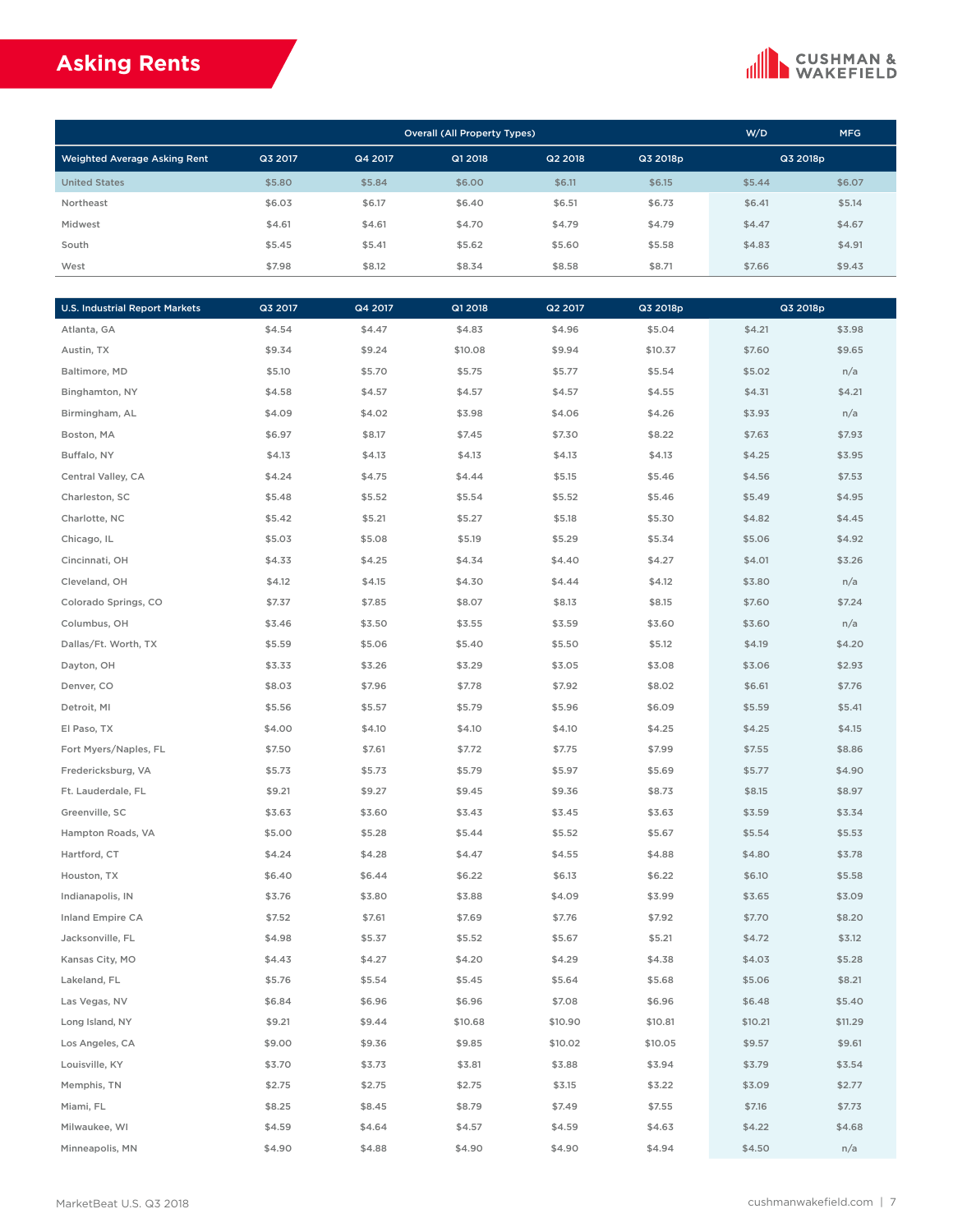# Asking Rents

| | Overall (All Property Types) | | | | | W/D | MFG |
|---|---|---|---|---|---|---|---|
| Weighted Average Asking Rent | Q3 2017 | Q4 2017 | Q1 2018 | Q2 2018 | Q3 2018p | Q3 2018p | |
| United States | $5.80 | $5.84 | $6.00 | $6.11 | $6.15 | $5.44 | $6.07 |
| Northeast | $6.03 | $6.17 | $6.40 | $6.51 | $6.73 | $6.41 | $5.14 |
| Midwest | $4.61 | $4.61 | $4.70 | $4.79 | $4.79 | $4.47 | $4.67 |
| South | $5.45 | $5.41 | $5.62 | $5.60 | $5.58 | $4.83 | $4.91 |
| West | $7.98 | $8.12 | $8.34 | $8.58 | $8.71 | $7.66 | $9.43 |

| U.S. Industrial Report Markets | Q3 2017 | Q4 2017 | Q1 2018 | Q2 2017 | Q3 2018p | Q3 2018p | |
|---|---|---|---|---|---|---|---|
| Atlanta, GA | $4.54 | $4.47 | $4.83 | $4.96 | $5.04 | $4.21 | $3.98 |
| Austin, TX | $9.34 | $9.24 | $10.08 | $9.94 | $10.37 | $7.60 | $9.65 |
| Baltimore, MD | $5.10 | $5.70 | $5.75 | $5.77 | $5.54 | $5.02 | n/a |
| Binghamton, NY | $4.58 | $4.57 | $4.57 | $4.57 | $4.55 | $4.31 | $4.21 |
| Birmingham, AL | $4.09 | $4.02 | $3.98 | $4.06 | $4.26 | $3.93 | n/a |
| Boston, MA | $6.97 | $8.17 | $7.45 | $7.30 | $8.22 | $7.63 | $7.93 |
| Buffalo, NY | $4.13 | $4.13 | $4.13 | $4.13 | $4.13 | $4.25 | $3.95 |
| Central Valley, CA | $4.24 | $4.75 | $4.44 | $5.15 | $5.46 | $4.56 | $7.53 |
| Charleston, SC | $5.48 | $5.52 | $5.54 | $5.52 | $5.46 | $5.49 | $4.95 |
| Charlotte, NC | $5.42 | $5.21 | $5.27 | $5.18 | $5.30 | $4.82 | $4.45 |
| Chicago, IL | $5.03 | $5.08 | $5.19 | $5.29 | $5.34 | $5.06 | $4.92 |
| Cincinnati, OH | $4.33 | $4.25 | $4.34 | $4.40 | $4.27 | $4.01 | $3.26 |
| Cleveland, OH | $4.12 | $4.15 | $4.30 | $4.44 | $4.12 | $3.80 | n/a |
| Colorado Springs, CO | $7.37 | $7.85 | $8.07 | $8.13 | $8.15 | $7.60 | $7.24 |
| Columbus, OH | $3.46 | $3.50 | $3.55 | $3.59 | $3.60 | $3.60 | n/a |
| Dallas/Ft. Worth, TX | $5.59 | $5.06 | $5.40 | $5.50 | $5.12 | $4.19 | $4.20 |
| Dayton, OH | $3.33 | $3.26 | $3.29 | $3.05 | $3.08 | $3.06 | $2.93 |
| Denver, CO | $8.03 | $7.96 | $7.78 | $7.92 | $8.02 | $6.61 | $7.76 |
| Detroit, MI | $5.56 | $5.57 | $5.79 | $5.96 | $6.09 | $5.59 | $5.41 |
| El Paso, TX | $4.00 | $4.10 | $4.10 | $4.10 | $4.25 | $4.25 | $4.15 |
| Fort Myers/Naples, FL | $7.50 | $7.61 | $7.72 | $7.75 | $7.99 | $7.55 | $8.86 |
| Fredericksburg, VA | $5.73 | $5.73 | $5.79 | $5.97 | $5.69 | $5.77 | $4.90 |
| Ft. Lauderdale, FL | $9.21 | $9.27 | $9.45 | $9.36 | $8.73 | $8.15 | $8.97 |
| Greenville, SC | $3.63 | $3.60 | $3.43 | $3.45 | $3.63 | $3.59 | $3.34 |
| Hampton Roads, VA | $5.00 | $5.28 | $5.44 | $5.52 | $5.67 | $5.54 | $5.53 |
| Hartford, CT | $4.24 | $4.28 | $4.47 | $4.55 | $4.88 | $4.80 | $3.78 |
| Houston, TX | $6.40 | $6.44 | $6.22 | $6.13 | $6.22 | $6.10 | $5.58 |
| Indianapolis, IN | $3.76 | $3.80 | $3.88 | $4.09 | $3.99 | $3.65 | $3.09 |
| Inland Empire CA | $7.52 | $7.61 | $7.69 | $7.76 | $7.92 | $7.70 | $8.20 |
| Jacksonville, FL | $4.98 | $5.37 | $5.52 | $5.67 | $5.21 | $4.72 | $3.12 |
| Kansas City, MO | $4.43 | $4.27 | $4.20 | $4.29 | $4.38 | $4.03 | $5.28 |
| Lakeland, FL | $5.76 | $5.54 | $5.45 | $5.64 | $5.68 | $5.06 | $8.21 |
| Las Vegas, NV | $6.84 | $6.96 | $6.96 | $7.08 | $6.96 | $6.48 | $5.40 |
| Long Island, NY | $9.21 | $9.44 | $10.68 | $10.90 | $10.81 | $10.21 | $11.29 |
| Los Angeles, CA | $9.00 | $9.36 | $9.85 | $10.02 | $10.05 | $9.57 | $9.61 |
| Louisville, KY | $3.70 | $3.73 | $3.81 | $3.88 | $3.94 | $3.79 | $3.54 |
| Memphis, TN | $2.75 | $2.75 | $2.75 | $3.15 | $3.22 | $3.09 | $2.77 |
| Miami, FL | $8.25 | $8.45 | $8.79 | $7.49 | $7.55 | $7.16 | $7.73 |
| Milwaukee, WI | $4.59 | $4.64 | $4.57 | $4.59 | $4.63 | $4.22 | $4.68 |
| Minneapolis, MN | $4.90 | $4.88 | $4.90 | $4.90 | $4.94 | $4.50 | n/a |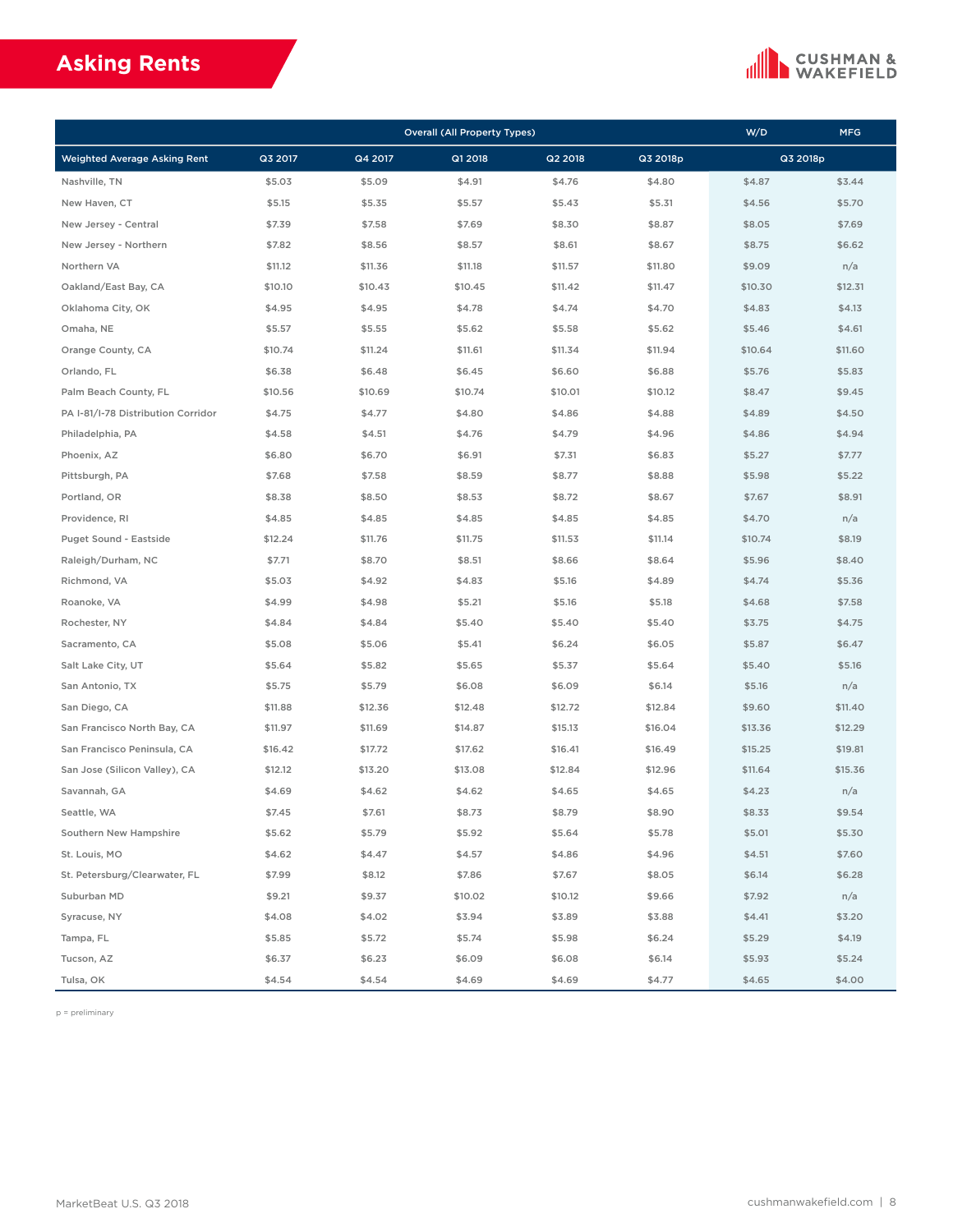# Asking Rents

| | Overall (All Property Types) | | | | | W/D | MFG |
|---|---|---|---|---|---|---|---|
| Weighted Average Asking Rent | Q3 2017 | Q4 2017 | Q1 2018 | Q2 2018 | Q3 2018p | Q3 2018p | |
| Nashville, TN | $5.03 | $5.09 | $4.91 | $4.76 | $4.80 | $4.87 | $3.44 |
| New Haven, CT | $5.15 | $5.35 | $5.57 | $5.43 | $5.31 | $4.56 | $5.70 |
| New Jersey - Central | $7.39 | $7.58 | $7.69 | $8.30 | $8.87 | $8.05 | $7.69 |
| New Jersey - Northern | $7.82 | $8.56 | $8.57 | $8.61 | $8.67 | $8.75 | $6.62 |
| Northern VA | $11.12 | $11.36 | $11.18 | $11.57 | $11.80 | $9.09 | n/a |
| Oakland/East Bay, CA | $10.10 | $10.43 | $10.45 | $11.42 | $11.47 | $10.30 | $12.31 |
| Oklahoma City, OK | $4.95 | $4.95 | $4.78 | $4.74 | $4.70 | $4.83 | $4.13 |
| Omaha, NE | $5.57 | $5.55 | $5.62 | $5.58 | $5.62 | $5.46 | $4.61 |
| Orange County, CA | $10.74 | $11.24 | $11.61 | $11.34 | $11.94 | $10.64 | $11.60 |
| Orlando, FL | $6.38 | $6.48 | $6.45 | $6.60 | $6.88 | $5.76 | $5.83 |
| Palm Beach County, FL | $10.56 | $10.69 | $10.74 | $10.01 | $10.12 | $8.47 | $9.45 |
| PA I-81/I-78 Distribution Corridor | $4.75 | $4.77 | $4.80 | $4.86 | $4.88 | $4.89 | $4.50 |
| Philadelphia, PA | $4.58 | $4.51 | $4.76 | $4.79 | $4.96 | $4.86 | $4.94 |
| Phoenix, AZ | $6.80 | $6.70 | $6.91 | $7.31 | $6.83 | $5.27 | $7.77 |
| Pittsburgh, PA | $7.68 | $7.58 | $8.59 | $8.77 | $8.88 | $5.98 | $5.22 |
| Portland, OR | $8.38 | $8.50 | $8.53 | $8.72 | $8.67 | $7.67 | $8.91 |
| Providence, RI | $4.85 | $4.85 | $4.85 | $4.85 | $4.85 | $4.70 | n/a |
| Puget Sound - Eastside | $12.24 | $11.76 | $11.75 | $11.53 | $11.14 | $10.74 | $8.19 |
| Raleigh/Durham, NC | $7.71 | $8.70 | $8.51 | $8.66 | $8.64 | $5.96 | $8.40 |
| Richmond, VA | $5.03 | $4.92 | $4.83 | $5.16 | $4.89 | $4.74 | $5.36 |
| Roanoke, VA | $4.99 | $4.98 | $5.21 | $5.16 | $5.18 | $4.68 | $7.58 |
| Rochester, NY | $4.84 | $4.84 | $5.40 | $5.40 | $5.40 | $3.75 | $4.75 |
| Sacramento, CA | $5.08 | $5.06 | $5.41 | $6.24 | $6.05 | $5.87 | $6.47 |
| Salt Lake City, UT | $5.64 | $5.82 | $5.65 | $5.37 | $5.64 | $5.40 | $5.16 |
| San Antonio, TX | $5.75 | $5.79 | $6.08 | $6.09 | $6.14 | $5.16 | n/a |
| San Diego, CA | $11.88 | $12.36 | $12.48 | $12.72 | $12.84 | $9.60 | $11.40 |
| San Francisco North Bay, CA | $11.97 | $11.69 | $14.87 | $15.13 | $16.04 | $13.36 | $12.29 |
| San Francisco Peninsula, CA | $16.42 | $17.72 | $17.62 | $16.41 | $16.49 | $15.25 | $19.81 |
| San Jose (Silicon Valley), CA | $12.12 | $13.20 | $13.08 | $12.84 | $12.96 | $11.64 | $15.36 |
| Savannah, GA | $4.69 | $4.62 | $4.62 | $4.65 | $4.65 | $4.23 | n/a |
| Seattle, WA | $7.45 | $7.61 | $8.73 | $8.79 | $8.90 | $8.33 | $9.54 |
| Southern New Hampshire | $5.62 | $5.79 | $5.92 | $5.64 | $5.78 | $5.01 | $5.30 |
| St. Louis, MO | $4.62 | $4.47 | $4.57 | $4.86 | $4.96 | $4.51 | $7.60 |
| St. Petersburg/Clearwater, FL | $7.99 | $8.12 | $7.86 | $7.67 | $8.05 | $6.14 | $6.28 |
| Suburban MD | $9.21 | $9.37 | $10.02 | $10.12 | $9.66 | $7.92 | n/a |
| Syracuse, NY | $4.08 | $4.02 | $3.94 | $3.89 | $3.88 | $4.41 | $3.20 |
| Tampa, FL | $5.85 | $5.72 | $5.74 | $5.98 | $6.24 | $5.29 | $4.19 |
| Tucson, AZ | $6.37 | $6.23 | $6.09 | $6.08 | $6.14 | $5.93 | $5.24 |
| Tulsa, OK | $4.54 | $4.54 | $4.69 | $4.69 | $4.77 | $4.65 | $4.00 |

p = preliminary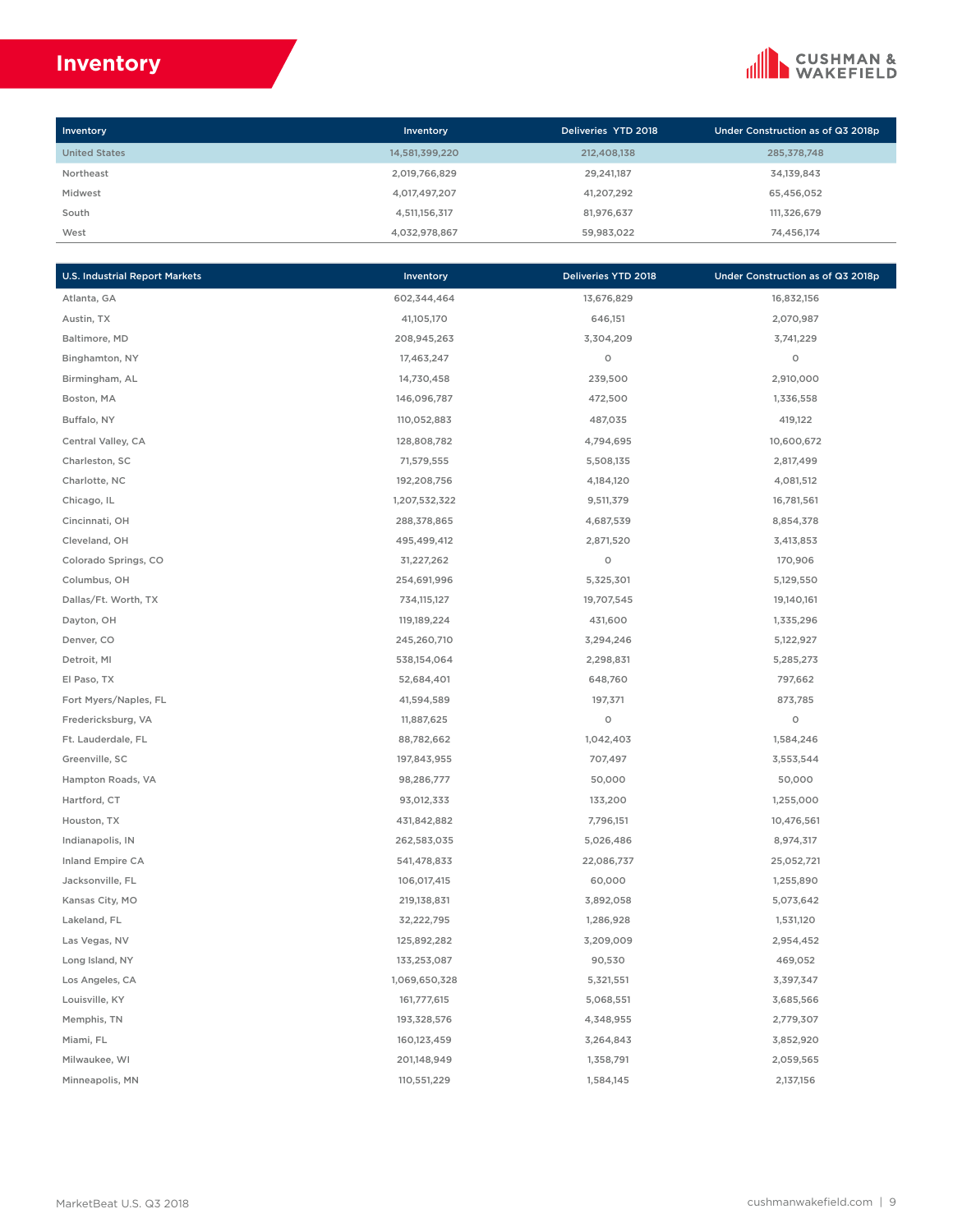# Inventory

| Inventory | Inventory | Deliveries YTD 2018 | Under Construction as of Q3 2018p |
|---|---|---|---|
| United States | 14,581,399,220 | 212,408,138 | 285,378,748 |
| Northeast | 2,019,766,829 | 29,241,187 | 34,139,843 |
| Midwest | 4,017,497,207 | 41,207,292 | 65,456,052 |
| South | 4,511,156,317 | 81,976,637 | 111,326,679 |
| West | 4,032,978,867 | 59,983,022 | 74,456,174 |

| U.S. Industrial Report Markets | Inventory | Deliveries YTD 2018 | Under Construction as of Q3 2018p |
|---|---|---|---|
| Atlanta, GA | 602,344,464 | 13,676,829 | 16,832,156 |
| Austin, TX | 41,105,170 | 646,151 | 2,070,987 |
| Baltimore, MD | 208,945,263 | 3,304,209 | 3,741,229 |
| Binghamton, NY | 17,463,247 | 0 | 0 |
| Birmingham, AL | 14,730,458 | 239,500 | 2,910,000 |
| Boston, MA | 146,096,787 | 472,500 | 1,336,558 |
| Buffalo, NY | 110,052,883 | 487,035 | 419,122 |
| Central Valley, CA | 128,808,782 | 4,794,695 | 10,600,672 |
| Charleston, SC | 71,579,555 | 5,508,135 | 2,817,499 |
| Charlotte, NC | 192,208,756 | 4,184,120 | 4,081,512 |
| Chicago, IL | 1,207,532,322 | 9,511,379 | 16,781,561 |
| Cincinnati, OH | 288,378,865 | 4,687,539 | 8,854,378 |
| Cleveland, OH | 495,499,412 | 2,871,520 | 3,413,853 |
| Colorado Springs, CO | 31,227,262 | 0 | 170,906 |
| Columbus, OH | 254,691,996 | 5,325,301 | 5,129,550 |
| Dallas/Ft. Worth, TX | 734,115,127 | 19,707,545 | 19,140,161 |
| Dayton, OH | 119,189,224 | 431,600 | 1,335,296 |
| Denver, CO | 245,260,710 | 3,294,246 | 5,122,927 |
| Detroit, MI | 538,154,064 | 2,298,831 | 5,285,273 |
| El Paso, TX | 52,684,401 | 648,760 | 797,662 |
| Fort Myers/Naples, FL | 41,594,589 | 197,371 | 873,785 |
| Fredericksburg, VA | 11,887,625 | 0 | 0 |
| Ft. Lauderdale, FL | 88,782,662 | 1,042,403 | 1,584,246 |
| Greenville, SC | 197,843,955 | 707,497 | 3,553,544 |
| Hampton Roads, VA | 98,286,777 | 50,000 | 50,000 |
| Hartford, CT | 93,012,333 | 133,200 | 1,255,000 |
| Houston, TX | 431,842,882 | 7,796,151 | 10,476,561 |
| Indianapolis, IN | 262,583,035 | 5,026,486 | 8,974,317 |
| Inland Empire CA | 541,478,833 | 22,086,737 | 25,052,721 |
| Jacksonville, FL | 106,017,415 | 60,000 | 1,255,890 |
| Kansas City, MO | 219,138,831 | 3,892,058 | 5,073,642 |
| Lakeland, FL | 32,222,795 | 1,286,928 | 1,531,120 |
| Las Vegas, NV | 125,892,282 | 3,209,009 | 2,954,452 |
| Long Island, NY | 133,253,087 | 90,530 | 469,052 |
| Los Angeles, CA | 1,069,650,328 | 5,321,551 | 3,397,347 |
| Louisville, KY | 161,777,615 | 5,068,551 | 3,685,566 |
| Memphis, TN | 193,328,576 | 4,348,955 | 2,779,307 |
| Miami, FL | 160,123,459 | 3,264,843 | 3,852,920 |
| Milwaukee, WI | 201,148,949 | 1,358,791 | 2,059,565 |
| Minneapolis, MN | 110,551,229 | 1,584,145 | 2,137,156 |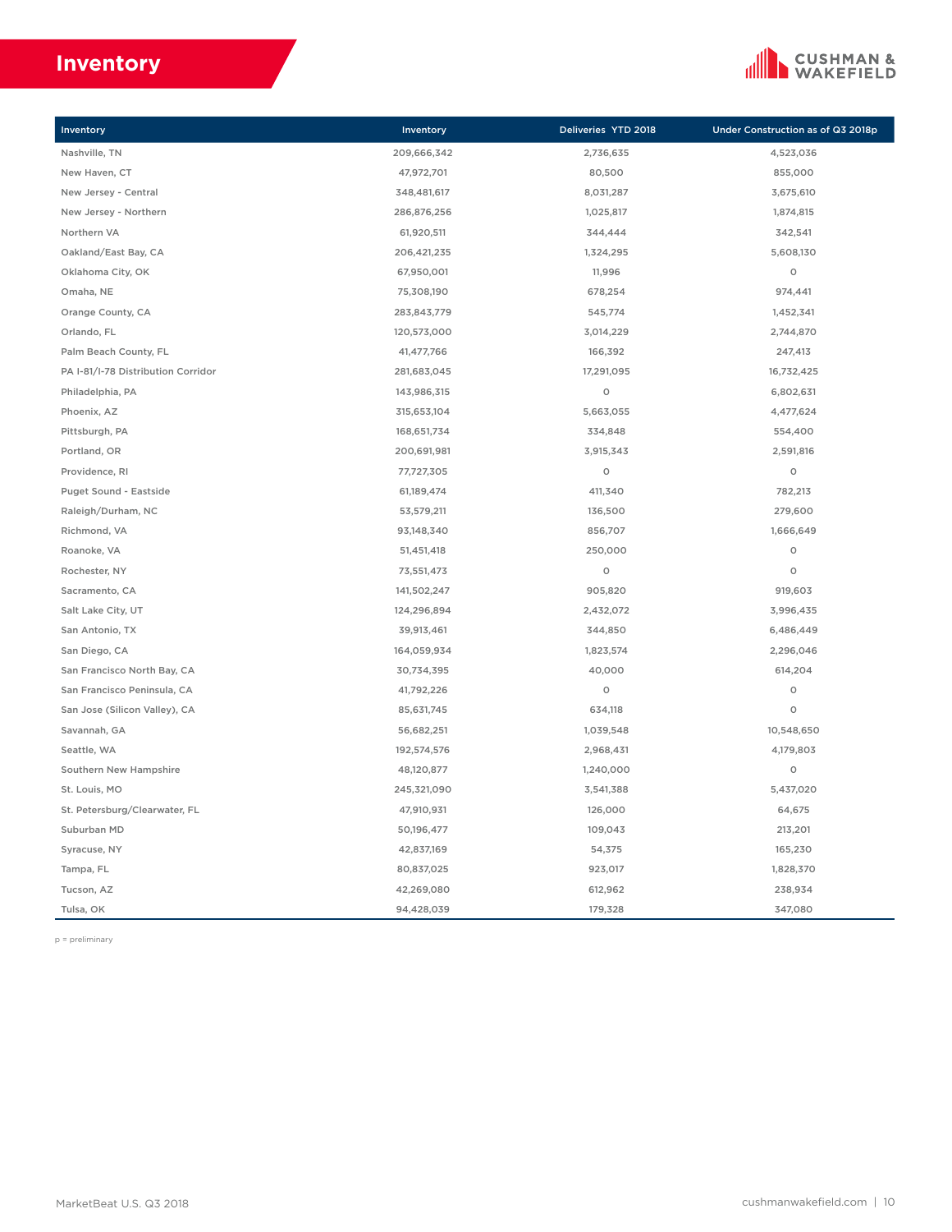# Inventory

| Inventory | Inventory | Deliveries YTD 2018 | Under Construction as of Q3 2018p |
|---|---|---|---|
| Nashville, TN | 209,666,342 | 2,736,635 | 4,523,036 |
| New Haven, CT | 47,972,701 | 80,500 | 855,000 |
| New Jersey - Central | 348,481,617 | 8,031,287 | 3,675,610 |
| New Jersey - Northern | 286,876,256 | 1,025,817 | 1,874,815 |
| Northern VA | 61,920,511 | 344,444 | 342,541 |
| Oakland/East Bay, CA | 206,421,235 | 1,324,295 | 5,608,130 |
| Oklahoma City, OK | 67,950,001 | 11,996 | 0 |
| Omaha, NE | 75,308,190 | 678,254 | 974,441 |
| Orange County, CA | 283,843,779 | 545,774 | 1,452,341 |
| Orlando, FL | 120,573,000 | 3,014,229 | 2,744,870 |
| Palm Beach County, FL | 41,477,766 | 166,392 | 247,413 |
| PA I-81/I-78 Distribution Corridor | 281,683,045 | 17,291,095 | 16,732,425 |
| Philadelphia, PA | 143,986,315 | 0 | 6,802,631 |
| Phoenix, AZ | 315,653,104 | 5,663,055 | 4,477,624 |
| Pittsburgh, PA | 168,651,734 | 334,848 | 554,400 |
| Portland, OR | 200,691,981 | 3,915,343 | 2,591,816 |
| Providence, RI | 77,727,305 | 0 | 0 |
| Puget Sound - Eastside | 61,189,474 | 411,340 | 782,213 |
| Raleigh/Durham, NC | 53,579,211 | 136,500 | 279,600 |
| Richmond, VA | 93,148,340 | 856,707 | 1,666,649 |
| Roanoke, VA | 51,451,418 | 250,000 | 0 |
| Rochester, NY | 73,551,473 | 0 | 0 |
| Sacramento, CA | 141,502,247 | 905,820 | 919,603 |
| Salt Lake City, UT | 124,296,894 | 2,432,072 | 3,996,435 |
| San Antonio, TX | 39,913,461 | 344,850 | 6,486,449 |
| San Diego, CA | 164,059,934 | 1,823,574 | 2,296,046 |
| San Francisco North Bay, CA | 30,734,395 | 40,000 | 614,204 |
| San Francisco Peninsula, CA | 41,792,226 | 0 | 0 |
| San Jose (Silicon Valley), CA | 85,631,745 | 634,118 | 0 |
| Savannah, GA | 56,682,251 | 1,039,548 | 10,548,650 |
| Seattle, WA | 192,574,576 | 2,968,431 | 4,179,803 |
| Southern New Hampshire | 48,120,877 | 1,240,000 | 0 |
| St. Louis, MO | 245,321,090 | 3,541,388 | 5,437,020 |
| St. Petersburg/Clearwater, FL | 47,910,931 | 126,000 | 64,675 |
| Suburban MD | 50,196,477 | 109,043 | 213,201 |
| Syracuse, NY | 42,837,169 | 54,375 | 165,230 |
| Tampa, FL | 80,837,025 | 923,017 | 1,828,370 |
| Tucson, AZ | 42,269,080 | 612,962 | 238,934 |
| Tulsa, OK | 94,428,039 | 179,328 | 347,080 |

p = preliminary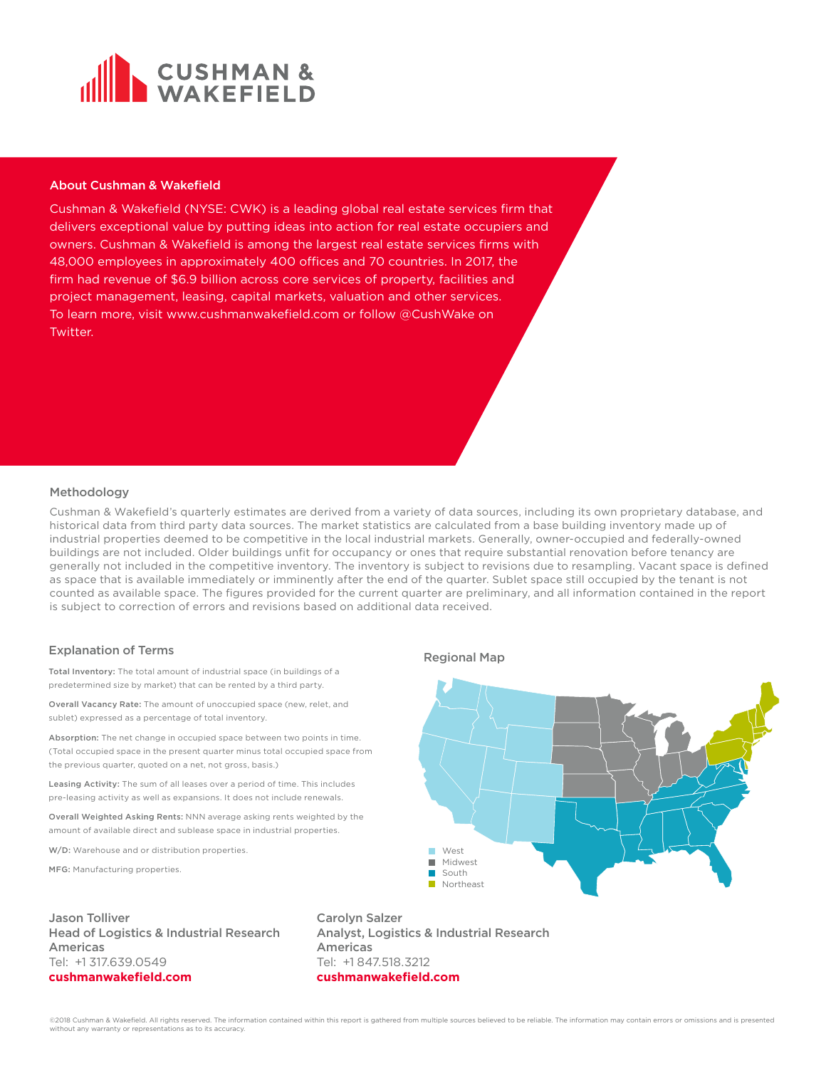# CUSHMAN & WAKEFIELD

## About Cushman & Wakefield

Cushman & Wakefield (NYSE: CWK) is a leading global real estate services firm that delivers exceptional value by putting ideas into action for real estate occupiers and owners. Cushman & Wakefield is among the largest real estate services firms with 48,000 employees in approximately 400 offices and 70 countries. In 2017, the firm had revenue of $6.9 billion across core services of property, facilities and project management, leasing, capital markets, valuation and other services. To learn more, visit www.cushmanwakefield.com or follow @CushWake on Twitter.

## Methodology

Cushman & Wakefield's quarterly estimates are derived from a variety of data sources, including its own proprietary database, and historical data from third party data sources. The market statistics are calculated from a base building inventory made up of industrial properties deemed to be competitive in the local industrial markets. Generally, owner-occupied and federally-owned buildings are not included. Older buildings unfit for occupancy or ones that require substantial renovation before tenancy are generally not included in the competitive inventory. The inventory is subject to revisions due to resampling. Vacant space is defined as space that is available immediately or imminently after the end of the quarter. Sublet space still occupied by the tenant is not counted as available space. The figures provided for the current quarter are preliminary, and all information contained in the report is subject to correction of errors and revisions based on additional data received.

## Explanation of Terms

**Total Inventory:** The total amount of industrial space (in buildings of a predetermined size by market) that can be rented by a third party.

**Overall Vacancy Rate:** The amount of unoccupied space (new, relet, and sublet) expressed as a percentage of total inventory.

**Absorption:** The net change in occupied space between two points in time. (Total occupied space in the present quarter minus total occupied space from the previous quarter, quoted on a net, not gross, basis.)

**Leasing Activity:** The sum of all leases over a period of time. This includes pre-leasing activity as well as expansions. It does not include renewals.

**Overall Weighted Asking Rents:** NNN average asking rents weighted by the amount of available direct and sublease space in industrial properties.

**W/D:** Warehouse and or distribution properties.

**MFG:** Manufacturing properties.

## Regional Map

West
Midwest
South
Northeast

Jason Tolliver
Head of Logistics & Industrial Research
Americas
Tel: +1 317.639.0549
**cushmanwakefield.com**

Carolyn Salzer
Analyst, Logistics & Industrial Research
Americas
Tel: +1 847.518.3212
**cushmanwakefield.com**

©2018 Cushman & Wakefield. All rights reserved. The information contained within this report is gathered from multiple sources believed to be reliable. The information may contain errors or omissions and is presented without any warranty or representations as to its accuracy.